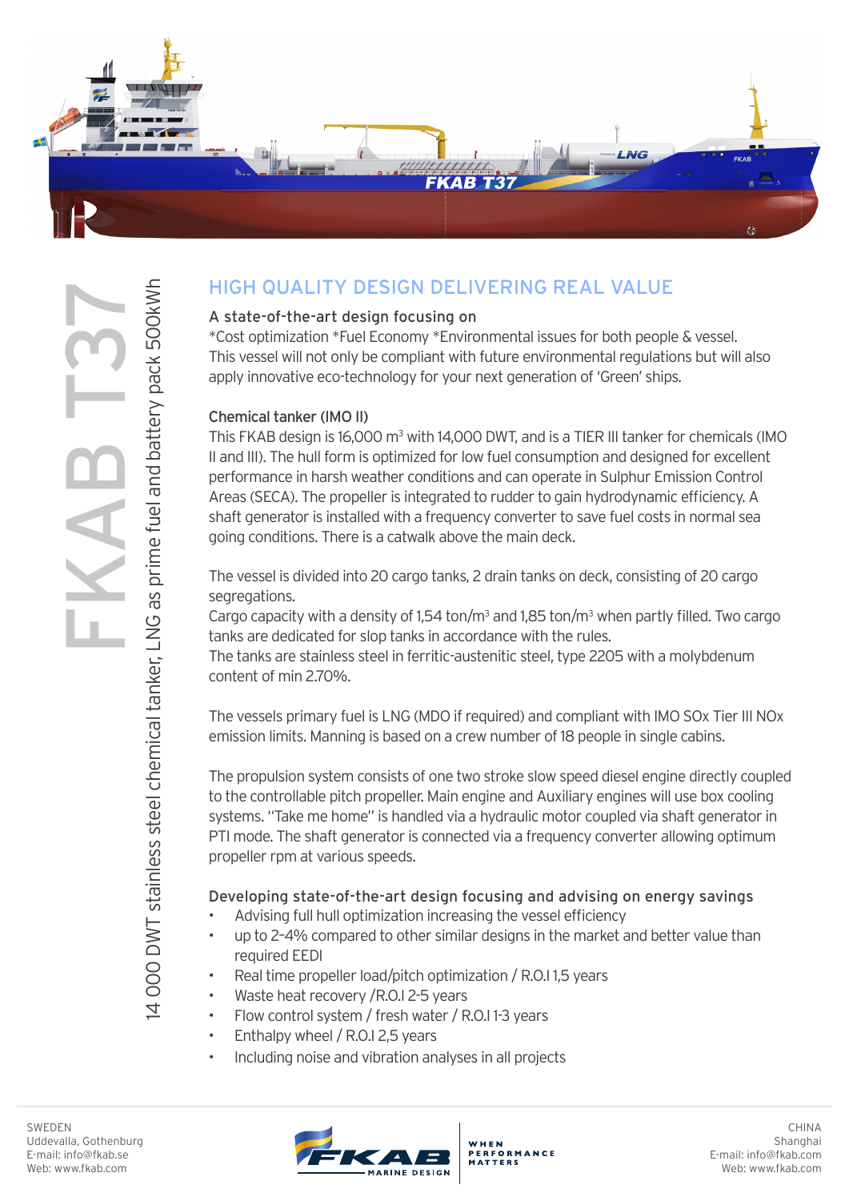# FKAB T37

14 000 DWT stainless steel chemical tanker, LNG as prime fuel and battery pack 500kWh

## HIGH QUALITY DESIGN DELIVERING REAL VALUE

### A state-of-the-art design focusing on

*Cost optimization *Fuel Economy *Environmental issues for both people & vessel. This vessel will not only be compliant with future environmental regulations but will also apply innovative eco-technology for your next generation of 'Green' ships.

### Chemical tanker (IMO II)

This FKAB design is 16,000 $m^3$ with 14,000 DWT, and is a TIER III tanker for chemicals (IMO II and III). The hull form is optimized for low fuel consumption and designed for excellent performance in harsh weather conditions and can operate in Sulphur Emission Control Areas (SECA). The propeller is integrated to rudder to gain hydrodynamic efficiency. A shaft generator is installed with a frequency converter to save fuel costs in normal sea going conditions. There is a catwalk above the main deck.

The vessel is divided into 20 cargo tanks, 2 drain tanks on deck, consisting of 20 cargo segregations.
Cargo capacity with a density of 1,54 ton/$m^3$ and 1,85 ton/$m^3$ when partly filled. Two cargo tanks are dedicated for slop tanks in accordance with the rules.
The tanks are stainless steel in ferritic-austenitic steel, type 2205 with a molybdenum content of min 2.70%.

The vessels primary fuel is LNG (MDO if required) and compliant with IMO SOx Tier III NOx emission limits. Manning is based on a crew number of 18 people in single cabins.

The propulsion system consists of one two stroke slow speed diesel engine directly coupled to the controllable pitch propeller. Main engine and Auxiliary engines will use box cooling systems. "Take me home" is handled via a hydraulic motor coupled via shaft generator in PTI mode. The shaft generator is connected via a frequency converter allowing optimum propeller rpm at various speeds.

### Developing state-of-the-art design focusing and advising on energy savings

- Advising full hull optimization increasing the vessel efficiency
- up to 2-4% compared to other similar designs in the market and better value than required EEDI
- Real time propeller load/pitch optimization / R.O.I 1,5 years
- Waste heat recovery /R.O.I 2-5 years
- Flow control system / fresh water / R.O.I 1-3 years
- Enthalpy wheel / R.O.I 2,5 years
- Including noise and vibration analyses in all projects

SWEDEN
Uddevalla, Gothenburg
E-mail: info@fkab.se
Web: www.fkab.com

FKAB MARINE DESIGN — WHEN PERFORMANCE MATTERS

CHINA
Shanghai
E-mail: info@fkab.com
Web: www.fkab.com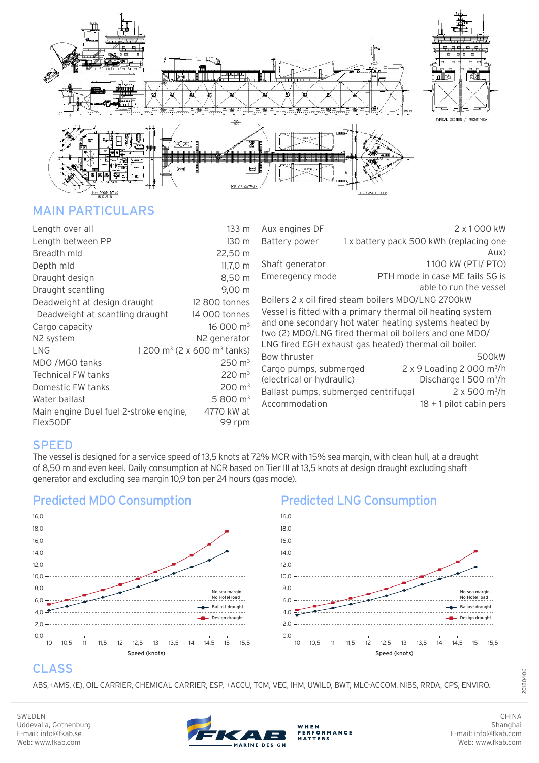TYPICAL SECTION / FRONT VIEW

1st POOP DECK

TOP OF CATWALK

FORECASTLE DECK

## MAIN PARTICULARS

| | |
|---|---|
| Length over all | 133 m |
| Length between PP | 130 m |
| Breadth mld | 22,50 m |
| Depth mld | 11,7,0 m |
| Draught design | 8,50 m |
| Draught scantling | 9,00 m |
| Deadweight at design draught | 12 800 tonnes |
| Deadweight at scantling draught | 14 000 tonnes |
| Cargo capacity | 16 000 m³ |
| N2 system | N2 generator |
| LNG | 1 200 m³ (2 x 600 m³ tanks) |
| MDO /MGO tanks | 250 m³ |
| Technical FW tanks | 220 m³ |
| Domestic FW tanks | 200 m³ |
| Water ballast | 5 800 m³ |
| Main engine Duel fuel 2-stroke engine, Flex50DF | 4770 kW at 99 rpm |

| | |
|---|---|
| Aux engines DF | 2 x 1 000 kW |
| Battery power | 1 x battery pack 500 kWh (replacing one Aux) |
| Shaft generator | 1 100 kW (PTI/ PTO) |
| Emeregency mode | PTH mode in case ME fails SG is able to run the vessel |

Boilers 2 x oil fired steam boilers MDO/LNG 2700kW

Vessel is fitted with a primary thermal oil heating system and one secondary hot water heating systems heated by two (2) MDO/LNG fired thermal oil boilers and one MDO/ LNG fired EGH exhaust gas heated) thermal oil boiler.

| | |
|---|---|
| Bow thruster | 500kW |
| Cargo pumps, submerged (electrical or hydraulic) | 2 x 9 Loading 2 000 m³/h Discharge 1 500 m³/h |
| Ballast pumps, submerged centrifugal | 2 x 500 m³/h |
| Accommodation | 18 + 1 pilot cabin pers |

## SPEED

The vessel is designed for a service speed of 13,5 knots at 72% MCR with 15% sea margin, with clean hull, at a draught of 8,50 m and even keel. Daily consumption at NCR based on Tier III at 13,5 knots at design draught excluding shaft generator and excluding sea margin 10,9 ton per 24 hours (gas mode).

## Predicted MDO Consumption

16,0
18,0
16,0
14,0
12,0
10,0
8,0
6,0
4,0
2,0
0,0

10 10,5 11 11,5 12 12,5 13 13,5 14 14,5 15 15,5

Speed (knots)

No sea margin
No Hotel load

Ballast draught
Design draught

## Predicted LNG Consumption

16,0
18,0
16,0
14,0
12,0
10,0
8,0
6,0
4,0
2,0
0,0

10 10,5 11 11,5 12 12,5 13 13,5 14 14,5 15 15,5

Speed (knots)

No sea margin
No Hotel load

Ballast draught
Design draught

## CLASS

ABS,+AMS, (E), OIL CARRIER, CHEMICAL CARRIER, ESP, +ACCU, TCM, VEC, IHM, UWILD, BWT, MLC-ACCOM, NIBS, RRDA, CPS, ENVIRO.

20180406

SWEDEN
Uddevalla, Gothenburg
E-mail: info@fkab.se
Web: www.fkab.com

FKAB MARINE DESIGN

WHEN PERFORMANCE MATTERS

CHINA
Shanghai
E-mail: info@fkab.com
Web: www.fkab.com